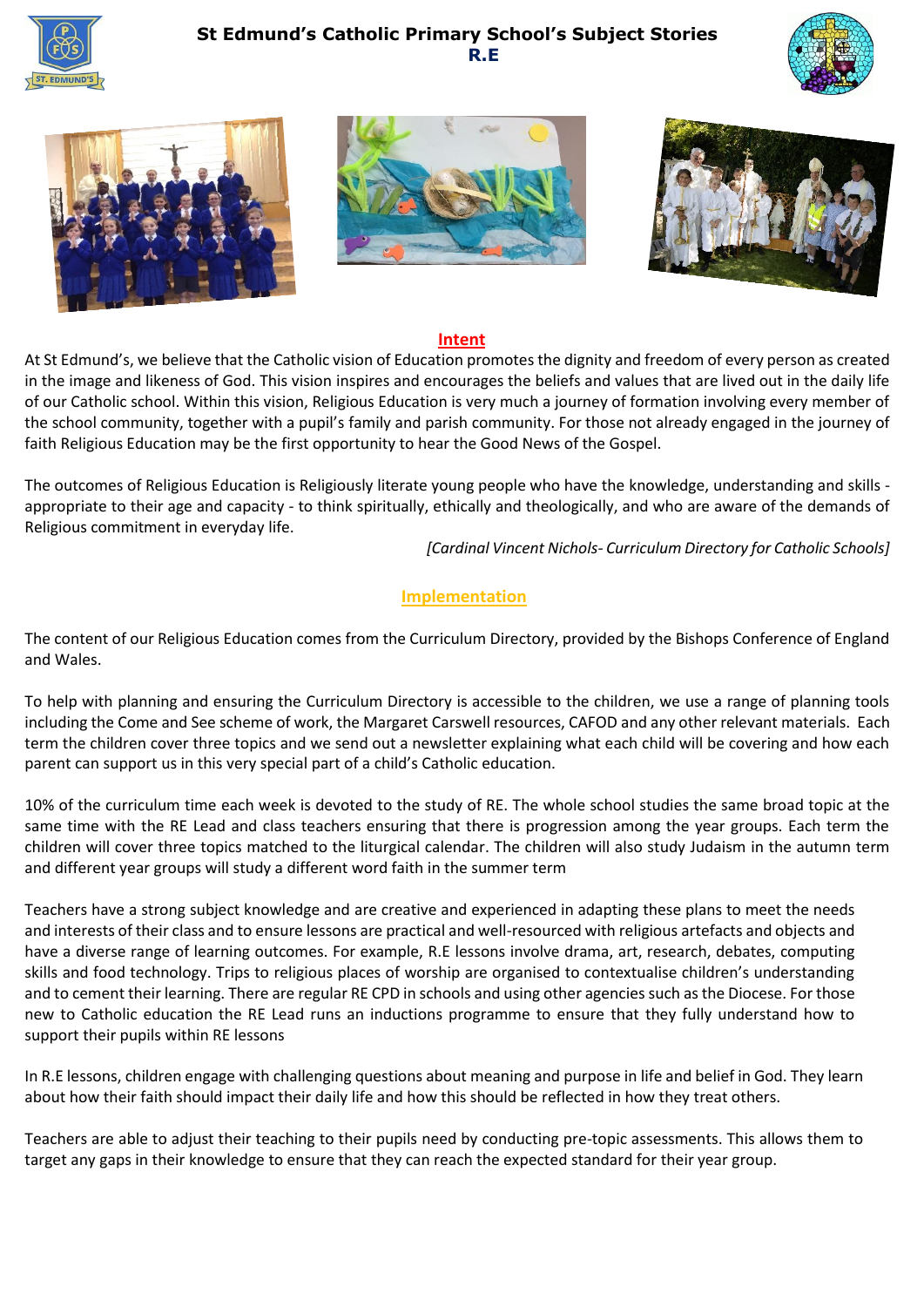# St Edmund's Catholic Primary School's Subject Stories

## R.E

## Intent

At St Edmund's, we believe that the Catholic vision of Education promotes the dignity and freedom of every person as created in the image and likeness of God. This vision inspires and encourages the beliefs and values that are lived out in the daily life of our Catholic school. Within this vision, Religious Education is very much a journey of formation involving every member of the school community, together with a pupil's family and parish community. For those not already engaged in the journey of faith Religious Education may be the first opportunity to hear the Good News of the Gospel.

The outcomes of Religious Education is Religiously literate young people who have the knowledge, understanding and skills - appropriate to their age and capacity - to think spiritually, ethically and theologically, and who are aware of the demands of Religious commitment in everyday life.

*[Cardinal Vincent Nichols- Curriculum Directory for Catholic Schools]*

## Implementation

The content of our Religious Education comes from the Curriculum Directory, provided by the Bishops Conference of England and Wales.

To help with planning and ensuring the Curriculum Directory is accessible to the children, we use a range of planning tools including the Come and See scheme of work, the Margaret Carswell resources, CAFOD and any other relevant materials. Each term the children cover three topics and we send out a newsletter explaining what each child will be covering and how each parent can support us in this very special part of a child's Catholic education.

10% of the curriculum time each week is devoted to the study of RE. The whole school studies the same broad topic at the same time with the RE Lead and class teachers ensuring that there is progression among the year groups. Each term the children will cover three topics matched to the liturgical calendar. The children will also study Judaism in the autumn term and different year groups will study a different word faith in the summer term

Teachers have a strong subject knowledge and are creative and experienced in adapting these plans to meet the needs and interests of their class and to ensure lessons are practical and well-resourced with religious artefacts and objects and have a diverse range of learning outcomes. For example, R.E lessons involve drama, art, research, debates, computing skills and food technology. Trips to religious places of worship are organised to contextualise children's understanding and to cement their learning. There are regular RE CPD in schools and using other agencies such as the Diocese. For those new to Catholic education the RE Lead runs an inductions programme to ensure that they fully understand how to support their pupils within RE lessons

In R.E lessons, children engage with challenging questions about meaning and purpose in life and belief in God. They learn about how their faith should impact their daily life and how this should be reflected in how they treat others.

Teachers are able to adjust their teaching to their pupils need by conducting pre-topic assessments. This allows them to target any gaps in their knowledge to ensure that they can reach the expected standard for their year group.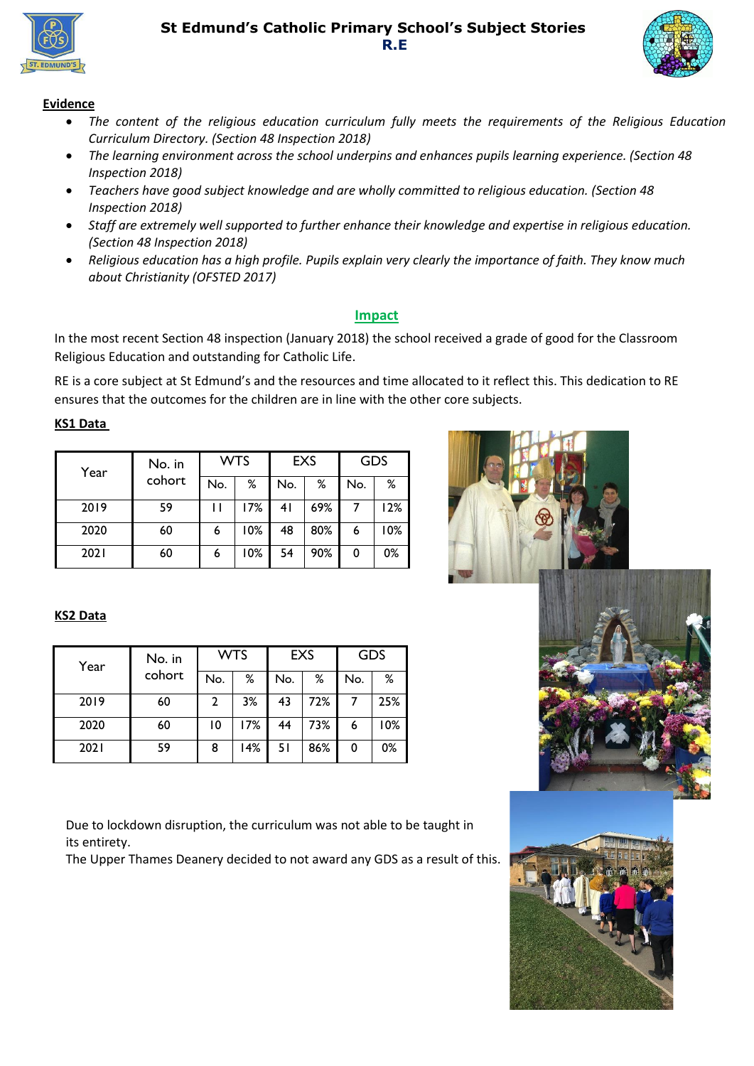# St Edmund's Catholic Primary School's Subject Stories

## R.E

**Evidence**

- *The content of the religious education curriculum fully meets the requirements of the Religious Education Curriculum Directory. (Section 48 Inspection 2018)*
- *The learning environment across the school underpins and enhances pupils learning experience. (Section 48 Inspection 2018)*
- *Teachers have good subject knowledge and are wholly committed to religious education. (Section 48 Inspection 2018)*
- *Staff are extremely well supported to further enhance their knowledge and expertise in religious education. (Section 48 Inspection 2018)*
- *Religious education has a high profile. Pupils explain very clearly the importance of faith. They know much about Christianity (OFSTED 2017)*

## Impact

In the most recent Section 48 inspection (January 2018) the school received a grade of good for the Classroom Religious Education and outstanding for Catholic Life.

RE is a core subject at St Edmund's and the resources and time allocated to it reflect this. This dedication to RE ensures that the outcomes for the children are in line with the other core subjects.

**KS1 Data**

| Year | No. in cohort | WTS | | EXS | | GDS | |
|---|---|---|---|---|---|---|---|
| | | No. | % | No. | % | No. | % |
| 2019 | 59 | 11 | 17% | 41 | 69% | 7 | 12% |
| 2020 | 60 | 6 | 10% | 48 | 80% | 6 | 10% |
| 2021 | 60 | 6 | 10% | 54 | 90% | 0 | 0% |

**KS2 Data**

| Year | No. in cohort | WTS | | EXS | | GDS | |
|---|---|---|---|---|---|---|---|
| | | No. | % | No. | % | No. | % |
| 2019 | 60 | 2 | 3% | 43 | 72% | 7 | 25% |
| 2020 | 60 | 10 | 17% | 44 | 73% | 6 | 10% |
| 2021 | 59 | 8 | 14% | 51 | 86% | 0 | 0% |

Due to lockdown disruption, the curriculum was not able to be taught in its entirety.
The Upper Thames Deanery decided to not award any GDS as a result of this.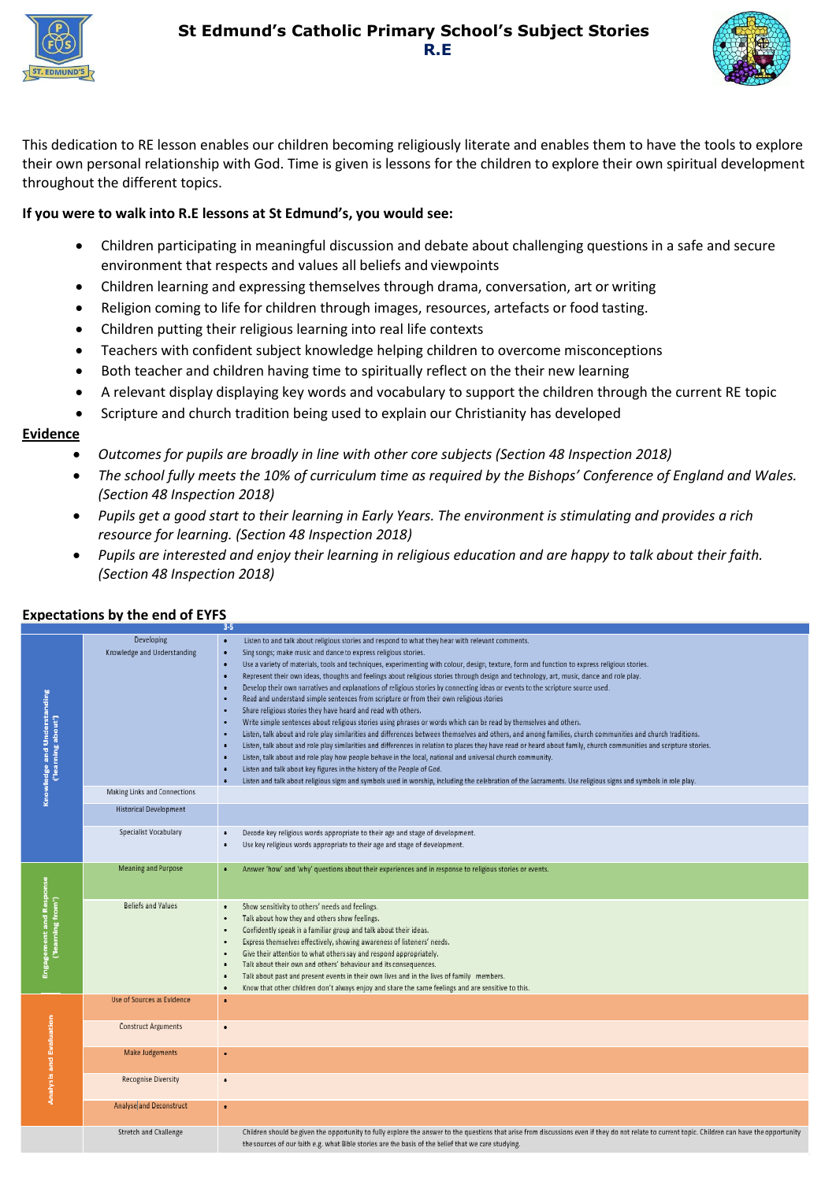# St Edmund's Catholic Primary School's Subject Stories
## R.E

This dedication to RE lesson enables our children becoming religiously literate and enables them to have the tools to explore their own personal relationship with God. Time is given is lessons for the children to explore their own spiritual development throughout the different topics.

**If you were to walk into R.E lessons at St Edmund's, you would see:**

- Children participating in meaningful discussion and debate about challenging questions in a safe and secure environment that respects and values all beliefs and viewpoints
- Children learning and expressing themselves through drama, conversation, art or writing
- Religion coming to life for children through images, resources, artefacts or food tasting.
- Children putting their religious learning into real life contexts
- Teachers with confident subject knowledge helping children to overcome misconceptions
- Both teacher and children having time to spiritually reflect on the their new learning
- A relevant display displaying key words and vocabulary to support the children through the current RE topic
- Scripture and church tradition being used to explain our Christianity has developed

**Evidence**

- *Outcomes for pupils are broadly in line with other core subjects (Section 48 Inspection 2018)*
- *The school fully meets the 10% of curriculum time as required by the Bishops' Conference of England and Wales. (Section 48 Inspection 2018)*
- *Pupils get a good start to their learning in Early Years. The environment is stimulating and provides a rich resource for learning. (Section 48 Inspection 2018)*
- *Pupils are interested and enjoy their learning in religious education and are happy to talk about their faith. (Section 48 Inspection 2018)*

**Expectations by the end of EYFS**

| | | 3-5 |
|---|---|---|
| Knowledge and Understanding ('learning about') | Developing Knowledge and Understanding | • Listen to and talk about religious stories and respond to what they hear with relevant comments.<br>• Sing songs; make music and dance to express religious stories.<br>• Use a variety of materials, tools and techniques, experimenting with colour, design, texture, form and function to express religious stories.<br>• Represent their own ideas, thoughts and feelings about religious stories through design and technology, art, music, dance and role play.<br>• Develop their own narratives and explanations of religious stories by connecting ideas or events to the scripture source used.<br>• Read and understand simple sentences from scripture or from their own religious stories<br>• Share religious stories they have heard and read with others.<br>• Write simple sentences about religious stories using phrases or words which can be read by themselves and others.<br>• Listen, talk about and role play similarities and differences between themselves and others, and among families, church communities and church traditions.<br>• Listen, talk about and role play similarities and differences in relation to places they have read or heard about family, church communities and scripture stories.<br>• Listen, talk about and role play how people behave in the local, national and universal church community.<br>• Listen and talk about key figures in the history of the People of God.<br>• Listen and talk about religious signs and symbols used in worship, including the celebration of the Sacraments. Use religious signs and symbols in role play. |
| | Making Links and Connections | |
| | Historical Development | |
| | Specialist Vocabulary | • Decode key religious words appropriate to their age and stage of development.<br>• Use key religious words appropriate to their age and stage of development. |
| Engagement and Response ('learning from') | Meaning and Purpose | • Answer 'how' and 'why' questions about their experiences and in response to religious stories or events. |
| | Beliefs and Values | • Show sensitivity to others' needs and feelings.<br>• Talk about how they and others show feelings.<br>• Confidently speak in a familiar group and talk about their ideas.<br>• Express themselves effectively, showing awareness of listeners' needs.<br>• Give their attention to what others say and respond appropriately.<br>• Talk about their own and others' behaviour and its consequences.<br>• Talk about past and present events in their own lives and in the lives of family members.<br>• Know that other children don't always enjoy and share the same feelings and are sensitive to this. |
| Analysis and Evaluation | Use of Sources as Evidence | • |
| | Construct Arguments | • |
| | Make Judgements | • |
| | Recognise Diversity | • |
| | Analyse and Deconstruct | • |
| | Stretch and Challenge | Children should be given the opportunity to fully explore the answer to the questions that arise from discussions even if they do not relate to current topic. Children can have the opportunity the sources of our faith e.g. what Bible stories are the basis of the belief that we are studying. |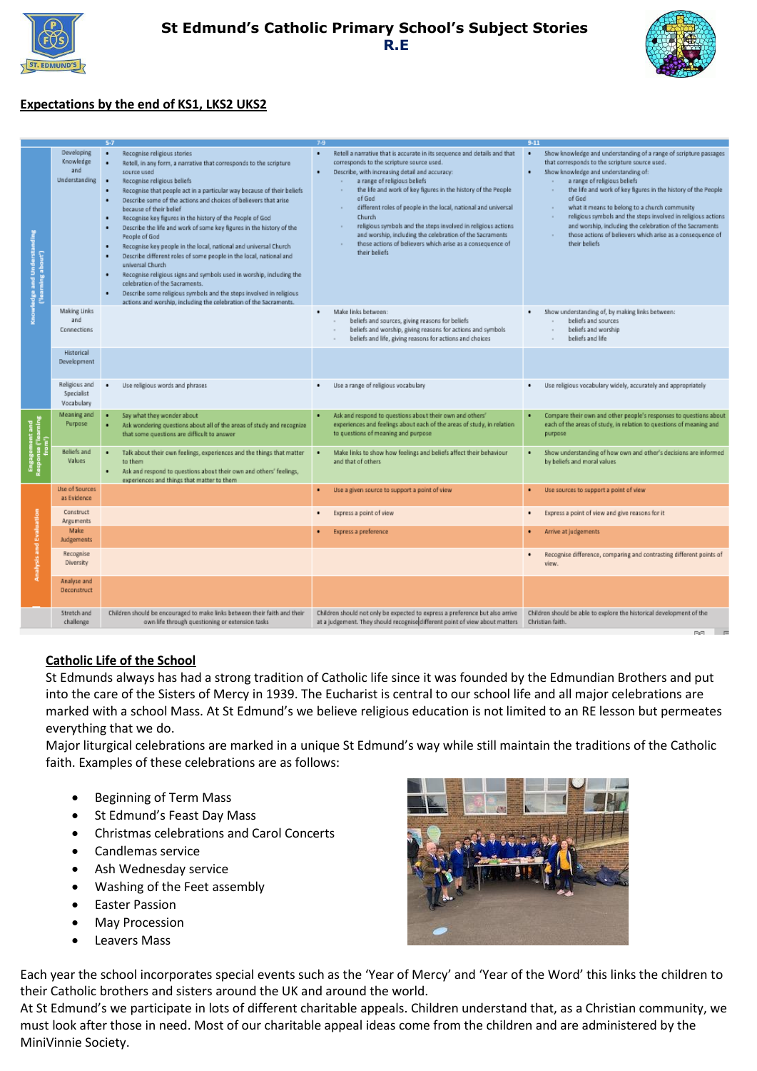# St Edmund's Catholic Primary School's Subject Stories
## R.E

**Expectations by the end of KS1, LKS2 UKS2**

| | | 5-7 | 7-9 | 9-11 |
|---|---|---|---|---|
| Knowledge and Understanding ('learning about') | Developing Knowledge and Understanding | • Recognise religious stories<br>• Retell, in any form, a narrative that corresponds to the scripture source used<br>• Recognise religious beliefs<br>• Recognise that people act in a particular way because of their beliefs<br>• Describe some of the actions and choices of believers that arise because of their belief<br>• Recognise key figures in the history of the People of God<br>• Describe the life and work of some key figures in the history of the People of God<br>• Recognise key people in the local, national and universal Church<br>• Describe different roles of some people in the local, national and universal Church<br>• Recognise religious signs and symbols used in worship, including the celebration of the Sacraments.<br>• Describe some religious symbols and the steps involved in religious actions and worship, including the celebration of the Sacraments. | • Retell a narrative that is accurate in its sequence and details and that corresponds to the scripture source used.<br>• Describe, with increasing detail and accuracy:<br>- a range of religious beliefs<br>- the life and work of key figures in the history of the People of God<br>- different roles of people in the local, national and universal Church<br>- religious symbols and the steps involved in religious actions and worship, including the celebration of the Sacraments<br>- those actions of believers which arise as a consequence of their beliefs | • Show knowledge and understanding of a range of scripture passages that corresponds to the scripture source used.<br>• Show knowledge and understanding of:<br>- a range of religious beliefs<br>- the life and work of key figures in the history of the People of God<br>- what it means to belong to a church community<br>- religious symbols and the steps involved in religious actions and worship, including the celebration of the Sacraments<br>- those actions of believers which arise as a consequence of their beliefs |
| | Making Links and Connections | | • Make links between:<br>- beliefs and sources, giving reasons for beliefs<br>- beliefs and worship, giving reasons for actions and symbols<br>- beliefs and life, giving reasons for actions and choices | • Show understanding of, by making links between:<br>- beliefs and sources<br>- beliefs and worship<br>- beliefs and life |
| | Historical Development | | | |
| | Religious and Specialist Vocabulary | • Use religious words and phrases | • Use a range of religious vocabulary | • Use religious vocabulary widely, accurately and appropriately |
| Engagement and Response ('learning from') | Meaning and Purpose | • Say what they wonder about<br>• Ask wondering questions about all of the areas of study and recognize that some questions are difficult to answer | • Ask and respond to questions about their own and others' experiences and feelings about each of the areas of study, in relation to questions of meaning and purpose | • Compare their own and other people's responses to questions about each of the areas of study, in relation to questions of meaning and purpose |
| | Beliefs and Values | • Talk about their own feelings, experiences and the things that matter to them<br>• Ask and respond to questions about their own and others' feelings, experiences and things that matter to them | • Make links to show how feelings and beliefs affect their behaviour and that of others | • Show understanding of how own and other's decisions are informed by beliefs and moral values |
| Analysis and Evaluation | Use of Sources as Evidence | | • Use a given source to support a point of view | • Use sources to support a point of view |
| | Construct Arguments | | • Express a point of view | • Express a point of view and give reasons for it |
| | Make Judgements | | • Express a preference | • Arrive at judgements |
| | Recognise Diversity | | | • Recognise difference, comparing and contrasting different points of view. |
| | Analyse and Deconstruct | | | |
| | Stretch and challenge | Children should be encouraged to make links between their faith and their own life through questioning or extension tasks | Children should not only be expected to express a preference but also arrive at a judgement. They should recognise different point of view about matters | Children should be able to explore the historical development of the Christian faith. |

**Catholic Life of the School**

St Edmunds always has had a strong tradition of Catholic life since it was founded by the Edmundian Brothers and put into the care of the Sisters of Mercy in 1939. The Eucharist is central to our school life and all major celebrations are marked with a school Mass. At St Edmund's we believe religious education is not limited to an RE lesson but permeates everything that we do.

Major liturgical celebrations are marked in a unique St Edmund's way while still maintain the traditions of the Catholic faith. Examples of these celebrations are as follows:

- Beginning of Term Mass
- St Edmund's Feast Day Mass
- Christmas celebrations and Carol Concerts
- Candlemas service
- Ash Wednesday service
- Washing of the Feet assembly
- Easter Passion
- May Procession
- Leavers Mass

Each year the school incorporates special events such as the 'Year of Mercy' and 'Year of the Word' this links the children to their Catholic brothers and sisters around the UK and around the world.

At St Edmund's we participate in lots of different charitable appeals. Children understand that, as a Christian community, we must look after those in need. Most of our charitable appeal ideas come from the children and are administered by the MiniVinnie Society.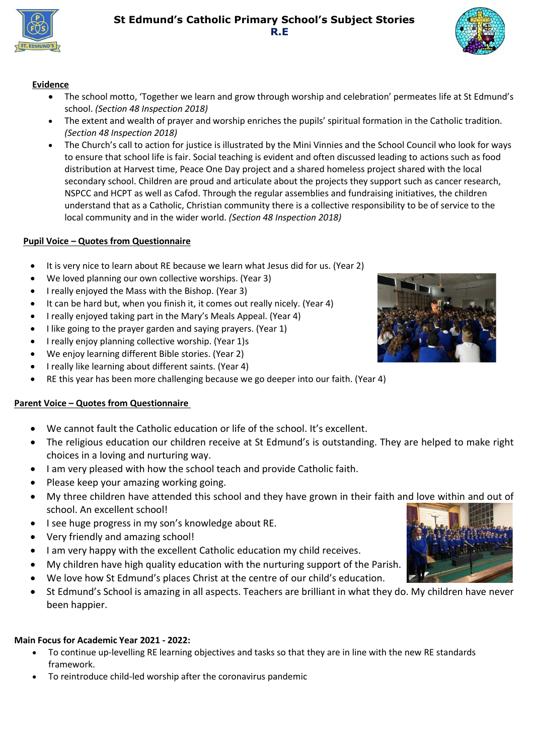# St Edmund's Catholic Primary School's Subject Stories

## R.E

**Evidence**

- The school motto, 'Together we learn and grow through worship and celebration' permeates life at St Edmund's school. *(Section 48 Inspection 2018)*
- The extent and wealth of prayer and worship enriches the pupils' spiritual formation in the Catholic tradition. *(Section 48 Inspection 2018)*
- The Church's call to action for justice is illustrated by the Mini Vinnies and the School Council who look for ways to ensure that school life is fair. Social teaching is evident and often discussed leading to actions such as food distribution at Harvest time, Peace One Day project and a shared homeless project shared with the local secondary school. Children are proud and articulate about the projects they support such as cancer research, NSPCC and HCPT as well as Cafod. Through the regular assemblies and fundraising initiatives, the children understand that as a Catholic, Christian community there is a collective responsibility to be of service to the local community and in the wider world. *(Section 48 Inspection 2018)*

**Pupil Voice – Quotes from Questionnaire**

- It is very nice to learn about RE because we learn what Jesus did for us. (Year 2)
- We loved planning our own collective worships. (Year 3)
- I really enjoyed the Mass with the Bishop. (Year 3)
- It can be hard but, when you finish it, it comes out really nicely. (Year 4)
- I really enjoyed taking part in the Mary's Meals Appeal. (Year 4)
- I like going to the prayer garden and saying prayers. (Year 1)
- I really enjoy planning collective worship. (Year 1)s
- We enjoy learning different Bible stories. (Year 2)
- I really like learning about different saints. (Year 4)
- RE this year has been more challenging because we go deeper into our faith. (Year 4)

**Parent Voice – Quotes from Questionnaire**

- We cannot fault the Catholic education or life of the school. It's excellent.
- The religious education our children receive at St Edmund's is outstanding. They are helped to make right choices in a loving and nurturing way.
- I am very pleased with how the school teach and provide Catholic faith.
- Please keep your amazing working going.
- My three children have attended this school and they have grown in their faith and love within and out of school. An excellent school!
- I see huge progress in my son's knowledge about RE.
- Very friendly and amazing school!
- I am very happy with the excellent Catholic education my child receives.
- My children have high quality education with the nurturing support of the Parish.
- We love how St Edmund's places Christ at the centre of our child's education.
- St Edmund's School is amazing in all aspects. Teachers are brilliant in what they do. My children have never been happier.

**Main Focus for Academic Year 2021 - 2022:**

- To continue up-levelling RE learning objectives and tasks so that they are in line with the new RE standards framework.
- To reintroduce child-led worship after the coronavirus pandemic